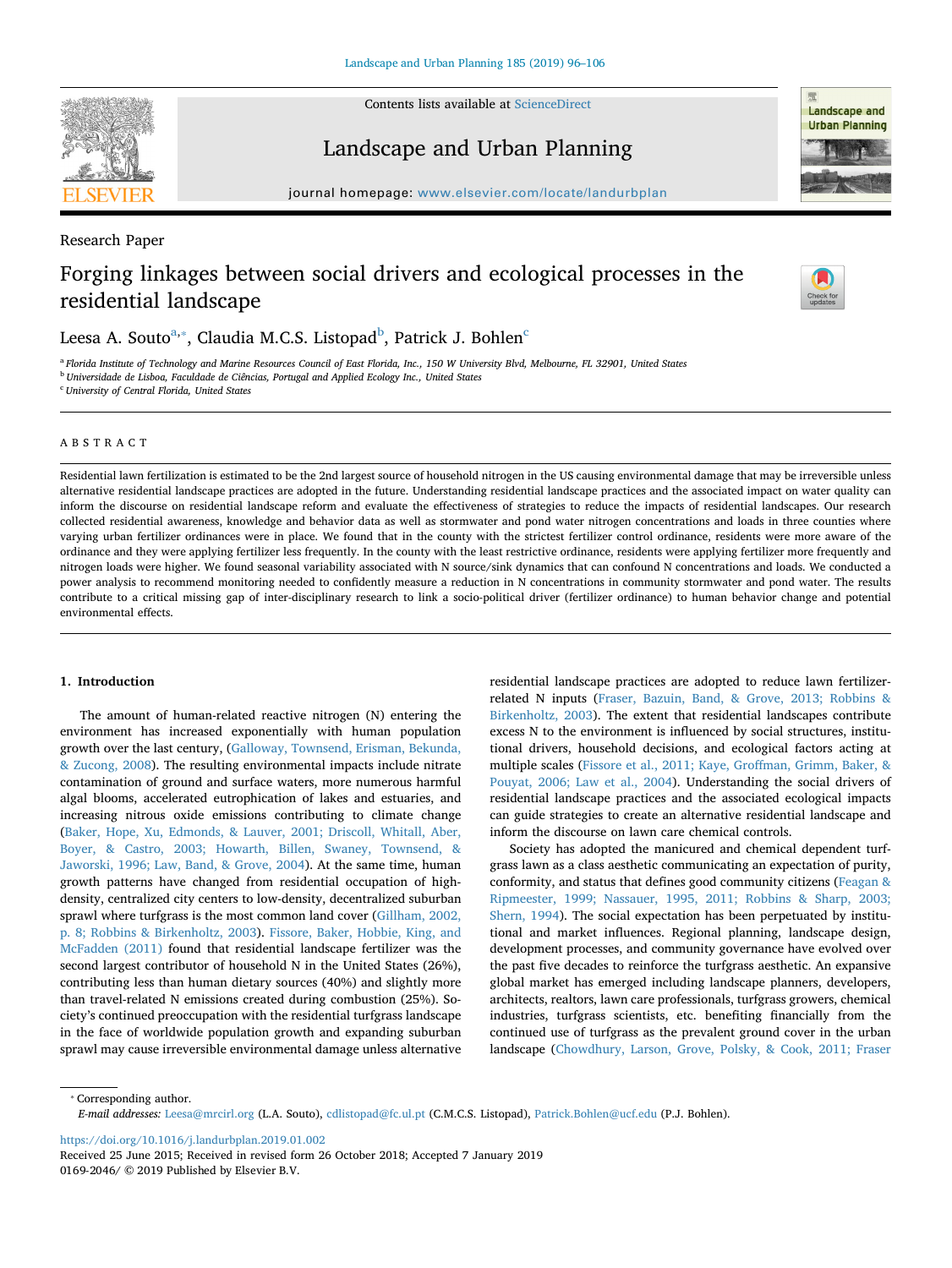Research Paper

# Forging linkages between social drivers and ecological processes in the residential landscape

Leesa A. Souto[a,*], Claudia M.C.S. Listopad[b], Patrick J. Bohlen[c]

[a] Florida Institute of Technology and Marine Resources Council of East Florida, Inc., 150 W University Blvd, Melbourne, FL 32901, United States

[b] Universidade de Lisboa, Faculdade de Ciências, Portugal and Applied Ecology Inc., United States

[c] University of Central Florida, United States

## ABSTRACT

Residential lawn fertilization is estimated to be the 2nd largest source of household nitrogen in the US causing environmental damage that may be irreversible unless alternative residential landscape practices are adopted in the future. Understanding residential landscape practices and the associated impact on water quality can inform the discourse on residential landscape reform and evaluate the effectiveness of strategies to reduce the impacts of residential landscapes. Our research collected residential awareness, knowledge and behavior data as well as stormwater and pond water nitrogen concentrations and loads in three counties where varying urban fertilizer ordinances were in place. We found that in the county with the strictest fertilizer control ordinance, residents were more aware of the ordinance and they were applying fertilizer less frequently. In the county with the least restrictive ordinance, residents were applying fertilizer more frequently and nitrogen loads were higher. We found seasonal variability associated with N source/sink dynamics that can confound N concentrations and loads. We conducted a power analysis to recommend monitoring needed to confidently measure a reduction in N concentrations in community stormwater and pond water. The results contribute to a critical missing gap of inter-disciplinary research to link a socio-political driver (fertilizer ordinance) to human behavior change and potential environmental effects.

## 1. Introduction

The amount of human-related reactive nitrogen (N) entering the environment has increased exponentially with human population growth over the last century, (Galloway, Townsend, Erisman, Bekunda, & Zucong, 2008). The resulting environmental impacts include nitrate contamination of ground and surface waters, more numerous harmful algal blooms, accelerated eutrophication of lakes and estuaries, and increasing nitrous oxide emissions contributing to climate change (Baker, Hope, Xu, Edmonds, & Lauver, 2001; Driscoll, Whitall, Aber, Boyer, & Castro, 2003; Howarth, Billen, Swaney, Townsend, & Jaworski, 1996; Law, Band, & Grove, 2004). At the same time, human growth patterns have changed from residential occupation of high-density, centralized city centers to low-density, decentralized suburban sprawl where turfgrass is the most common land cover (Gillham, 2002, p. 8; Robbins & Birkenholtz, 2003). Fissore, Baker, Hobbie, King, and McFadden (2011) found that residential landscape fertilizer was the second largest contributor of household N in the United States (26%), contributing less than human dietary sources (40%) and slightly more than travel-related N emissions created during combustion (25%). Society's continued preoccupation with the residential turfgrass landscape in the face of worldwide population growth and expanding suburban sprawl may cause irreversible environmental damage unless alternative residential landscape practices are adopted to reduce lawn fertilizer-related N inputs (Fraser, Bazuin, Band, & Grove, 2013; Robbins & Birkenholtz, 2003). The extent that residential landscapes contribute excess N to the environment is influenced by social structures, institutional drivers, household decisions, and ecological factors acting at multiple scales (Fissore et al., 2011; Kaye, Groffman, Grimm, Baker, & Pouyat, 2006; Law et al., 2004). Understanding the social drivers of residential landscape practices and the associated ecological impacts can guide strategies to create an alternative residential landscape and inform the discourse on lawn care chemical controls.

Society has adopted the manicured and chemical dependent turfgrass lawn as a class aesthetic communicating an expectation of purity, conformity, and status that defines good community citizens (Feagan & Ripmeester, 1999; Nassauer, 1995, 2011; Robbins & Sharp, 2003; Shern, 1994). The social expectation has been perpetuated by institutional and market influences. Regional planning, landscape design, development processes, and community governance have evolved over the past five decades to reinforce the turfgrass aesthetic. An expansive global market has emerged including landscape planners, developers, architects, realtors, lawn care professionals, turfgrass growers, chemical industries, turfgrass scientists, etc. benefiting financially from the continued use of turfgrass as the prevalent ground cover in the urban landscape (Chowdhury, Larson, Grove, Polsky, & Cook, 2011; Fraser

* Corresponding author.
E-mail addresses: Leesa@mrcirl.org (L.A. Souto), cdlistopad@fc.ul.pt (C.M.C.S. Listopad), Patrick.Bohlen@ucf.edu (P.J. Bohlen).

https://doi.org/10.1016/j.landurbplan.2019.01.002
Received 25 June 2015; Received in revised form 26 October 2018; Accepted 7 January 2019
0169-2046/ © 2019 Published by Elsevier B.V.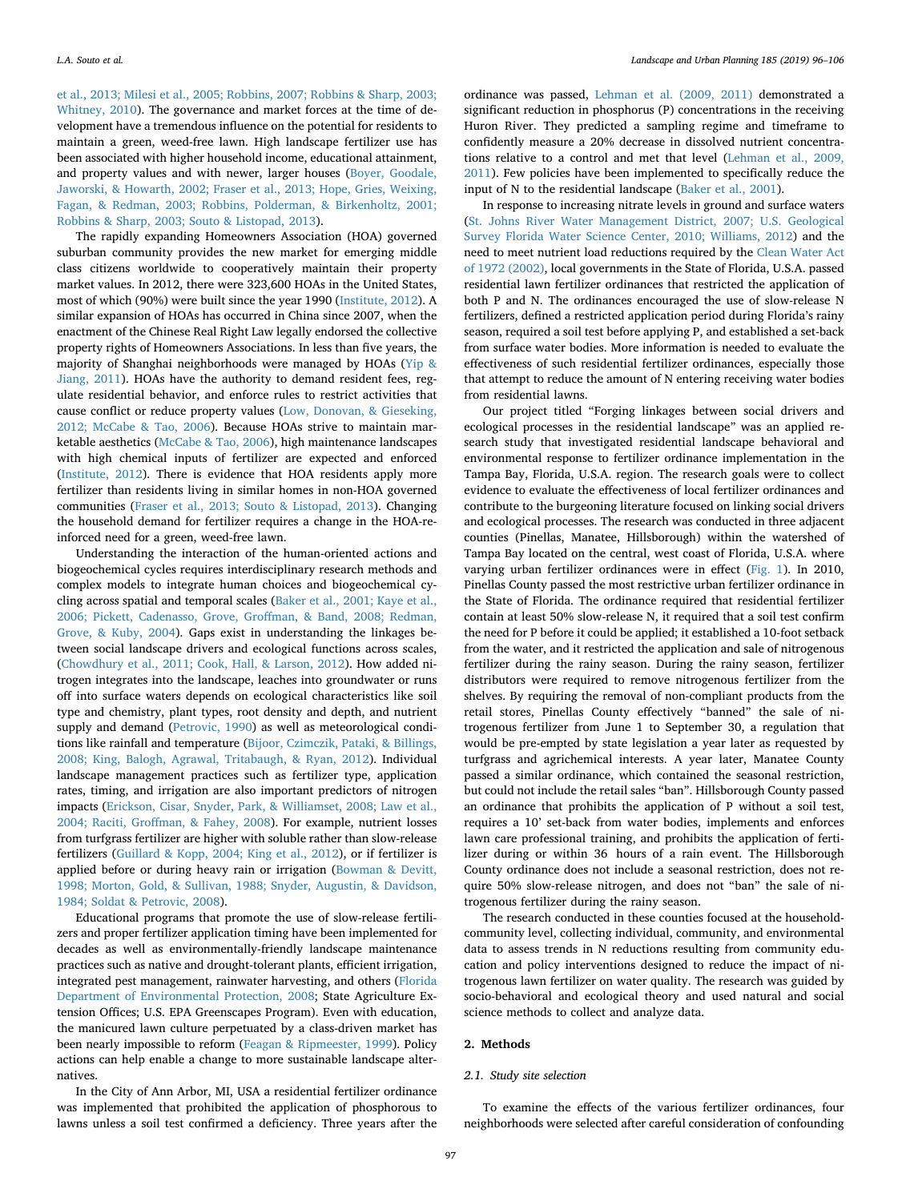et al., 2013; Milesi et al., 2005; Robbins, 2007; Robbins & Sharp, 2003; Whitney, 2010). The governance and market forces at the time of development have a tremendous influence on the potential for residents to maintain a green, weed-free lawn. High landscape fertilizer use has been associated with higher household income, educational attainment, and property values and with newer, larger houses (Boyer, Goodale, Jaworski, & Howarth, 2002; Fraser et al., 2013; Hope, Gries, Weixing, Fagan, & Redman, 2003; Robbins, Polderman, & Birkenholtz, 2001; Robbins & Sharp, 2003; Souto & Listopad, 2013).

The rapidly expanding Homeowners Association (HOA) governed suburban community provides the new market for emerging middle class citizens worldwide to cooperatively maintain their property market values. In 2012, there were 323,600 HOAs in the United States, most of which (90%) were built since the year 1990 (Institute, 2012). A similar expansion of HOAs has occurred in China since 2007, when the enactment of the Chinese Real Right Law legally endorsed the collective property rights of Homeowners Associations. In less than five years, the majority of Shanghai neighborhoods were managed by HOAs (Yip & Jiang, 2011). HOAs have the authority to demand resident fees, regulate residential behavior, and enforce rules to restrict activities that cause conflict or reduce property values (Low, Donovan, & Gieseking, 2012; McCabe & Tao, 2006). Because HOAs strive to maintain marketable aesthetics (McCabe & Tao, 2006), high maintenance landscapes with high chemical inputs of fertilizer are expected and enforced (Institute, 2012). There is evidence that HOA residents apply more fertilizer than residents living in similar homes in non-HOA governed communities (Fraser et al., 2013; Souto & Listopad, 2013). Changing the household demand for fertilizer requires a change in the HOA-reinforced need for a green, weed-free lawn.

Understanding the interaction of the human-oriented actions and biogeochemical cycles requires interdisciplinary research methods and complex models to integrate human choices and biogeochemical cycling across spatial and temporal scales (Baker et al., 2001; Kaye et al., 2006; Pickett, Cadenasso, Grove, Groffman, & Band, 2008; Redman, Grove, & Kuby, 2004). Gaps exist in understanding the linkages between social landscape drivers and ecological functions across scales, (Chowdhury et al., 2011; Cook, Hall, & Larson, 2012). How added nitrogen integrates into the landscape, leaches into groundwater or runs off into surface waters depends on ecological characteristics like soil type and chemistry, plant types, root density and depth, and nutrient supply and demand (Petrovic, 1990) as well as meteorological conditions like rainfall and temperature (Bijoor, Czimczik, Pataki, & Billings, 2008; King, Balogh, Agrawal, Tritabaugh, & Ryan, 2012). Individual landscape management practices such as fertilizer type, application rates, timing, and irrigation are also important predictors of nitrogen impacts (Erickson, Cisar, Snyder, Park, & Williamset, 2008; Law et al., 2004; Raciti, Groffman, & Fahey, 2008). For example, nutrient losses from turfgrass fertilizer are higher with soluble rather than slow-release fertilizers (Guillard & Kopp, 2004; King et al., 2012), or if fertilizer is applied before or during heavy rain or irrigation (Bowman & Devitt, 1998; Morton, Gold, & Sullivan, 1988; Snyder, Augustin, & Davidson, 1984; Soldat & Petrovic, 2008).

Educational programs that promote the use of slow-release fertilizers and proper fertilizer application timing have been implemented for decades as well as environmentally-friendly landscape maintenance practices such as native and drought-tolerant plants, efficient irrigation, integrated pest management, rainwater harvesting, and others (Florida Department of Environmental Protection, 2008; State Agriculture Extension Offices; U.S. EPA Greenscapes Program). Even with education, the manicured lawn culture perpetuated by a class-driven market has been nearly impossible to reform (Feagan & Ripmeester, 1999). Policy actions can help enable a change to more sustainable landscape alternatives.

In the City of Ann Arbor, MI, USA a residential fertilizer ordinance was implemented that prohibited the application of phosphorous to lawns unless a soil test confirmed a deficiency. Three years after the ordinance was passed, Lehman et al. (2009, 2011) demonstrated a significant reduction in phosphorus (P) concentrations in the receiving Huron River. They predicted a sampling regime and timeframe to confidently measure a 20% decrease in dissolved nutrient concentrations relative to a control and met that level (Lehman et al., 2009, 2011). Few policies have been implemented to specifically reduce the input of N to the residential landscape (Baker et al., 2001).

In response to increasing nitrate levels in ground and surface waters (St. Johns River Water Management District, 2007; U.S. Geological Survey Florida Water Science Center, 2010; Williams, 2012) and the need to meet nutrient load reductions required by the Clean Water Act of 1972 (2002), local governments in the State of Florida, U.S.A. passed residential lawn fertilizer ordinances that restricted the application of both P and N. The ordinances encouraged the use of slow-release N fertilizers, defined a restricted application period during Florida's rainy season, required a soil test before applying P, and established a set-back from surface water bodies. More information is needed to evaluate the effectiveness of such residential fertilizer ordinances, especially those that attempt to reduce the amount of N entering receiving water bodies from residential lawns.

Our project titled "Forging linkages between social drivers and ecological processes in the residential landscape" was an applied research study that investigated residential landscape behavioral and environmental response to fertilizer ordinance implementation in the Tampa Bay, Florida, U.S.A. region. The research goals were to collect evidence to evaluate the effectiveness of local fertilizer ordinances and contribute to the burgeoning literature focused on linking social drivers and ecological processes. The research was conducted in three adjacent counties (Pinellas, Manatee, Hillsborough) within the watershed of Tampa Bay located on the central, west coast of Florida, U.S.A. where varying urban fertilizer ordinances were in effect (Fig. 1). In 2010, Pinellas County passed the most restrictive urban fertilizer ordinance in the State of Florida. The ordinance required that residential fertilizer contain at least 50% slow-release N, it required that a soil test confirm the need for P before it could be applied; it established a 10-foot setback from the water, and it restricted the application and sale of nitrogenous fertilizer during the rainy season. During the rainy season, fertilizer distributors were required to remove nitrogenous fertilizer from the shelves. By requiring the removal of non-compliant products from the retail stores, Pinellas County effectively "banned" the sale of nitrogenous fertilizer from June 1 to September 30, a regulation that would be pre-empted by state legislation a year later as requested by turfgrass and agrichemical interests. A year later, Manatee County passed a similar ordinance, which contained the seasonal restriction, but could not include the retail sales "ban". Hillsborough County passed an ordinance that prohibits the application of P without a soil test, requires a 10' set-back from water bodies, implements and enforces lawn care professional training, and prohibits the application of fertilizer during or within 36 hours of a rain event. The Hillsborough County ordinance does not include a seasonal restriction, does not require 50% slow-release nitrogen, and does not "ban" the sale of nitrogenous fertilizer during the rainy season.

The research conducted in these counties focused at the household-community level, collecting individual, community, and environmental data to assess trends in N reductions resulting from community education and policy interventions designed to reduce the impact of nitrogenous lawn fertilizer on water quality. The research was guided by socio-behavioral and ecological theory and used natural and social science methods to collect and analyze data.

## 2. Methods

### 2.1. Study site selection

To examine the effects of the various fertilizer ordinances, four neighborhoods were selected after careful consideration of confounding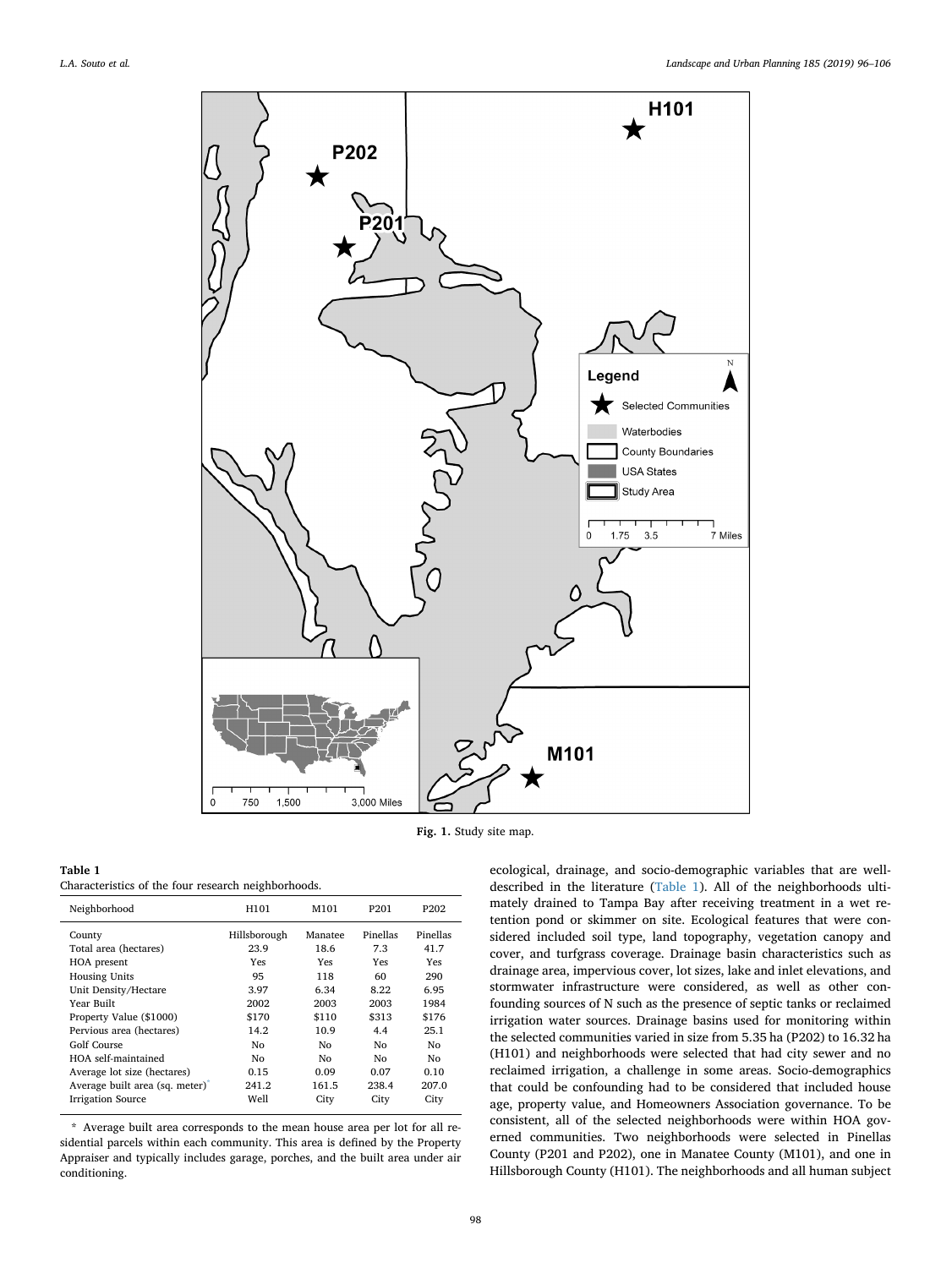Fig. 1. Study site map.

**Table 1**
Characteristics of the four research neighborhoods.

| Neighborhood | H101 | M101 | P201 | P202 |
|---|---|---|---|---|
| County | Hillsborough | Manatee | Pinellas | Pinellas |
| Total area (hectares) | 23.9 | 18.6 | 7.3 | 41.7 |
| HOA present | Yes | Yes | Yes | Yes |
| Housing Units | 95 | 118 | 60 | 290 |
| Unit Density/Hectare | 3.97 | 6.34 | 8.22 | 6.95 |
| Year Built | 2002 | 2003 | 2003 | 1984 |
| Property Value ($1000) | $170 | $110 | $313 | $176 |
| Pervious area (hectares) | 14.2 | 10.9 | 4.4 | 25.1 |
| Golf Course | No | No | No | No |
| HOA self-maintained | No | No | No | No |
| Average lot size (hectares) | 0.15 | 0.09 | 0.07 | 0.10 |
| Average built area (sq. meter)* | 241.2 | 161.5 | 238.4 | 207.0 |
| Irrigation Source | Well | City | City | City |

\* Average built area corresponds to the mean house area per lot for all residential parcels within each community. This area is defined by the Property Appraiser and typically includes garage, porches, and the built area under air conditioning.

ecological, drainage, and socio-demographic variables that are well-described in the literature (Table 1). All of the neighborhoods ultimately drained to Tampa Bay after receiving treatment in a wet retention pond or skimmer on site. Ecological features that were considered included soil type, land topography, vegetation canopy and cover, and turfgrass coverage. Drainage basin characteristics such as drainage area, impervious cover, lot sizes, lake and inlet elevations, and stormwater infrastructure were considered, as well as other confounding sources of N such as the presence of septic tanks or reclaimed irrigation water sources. Drainage basins used for monitoring within the selected communities varied in size from 5.35 ha (P202) to 16.32 ha (H101) and neighborhoods were selected that had city sewer and no reclaimed irrigation, a challenge in some areas. Socio-demographics that could be confounding had to be considered that included house age, property value, and Homeowners Association governance. To be consistent, all of the selected neighborhoods were within HOA governed communities. Two neighborhoods were selected in Pinellas County (P201 and P202), one in Manatee County (M101), and one in Hillsborough County (H101). The neighborhoods and all human subject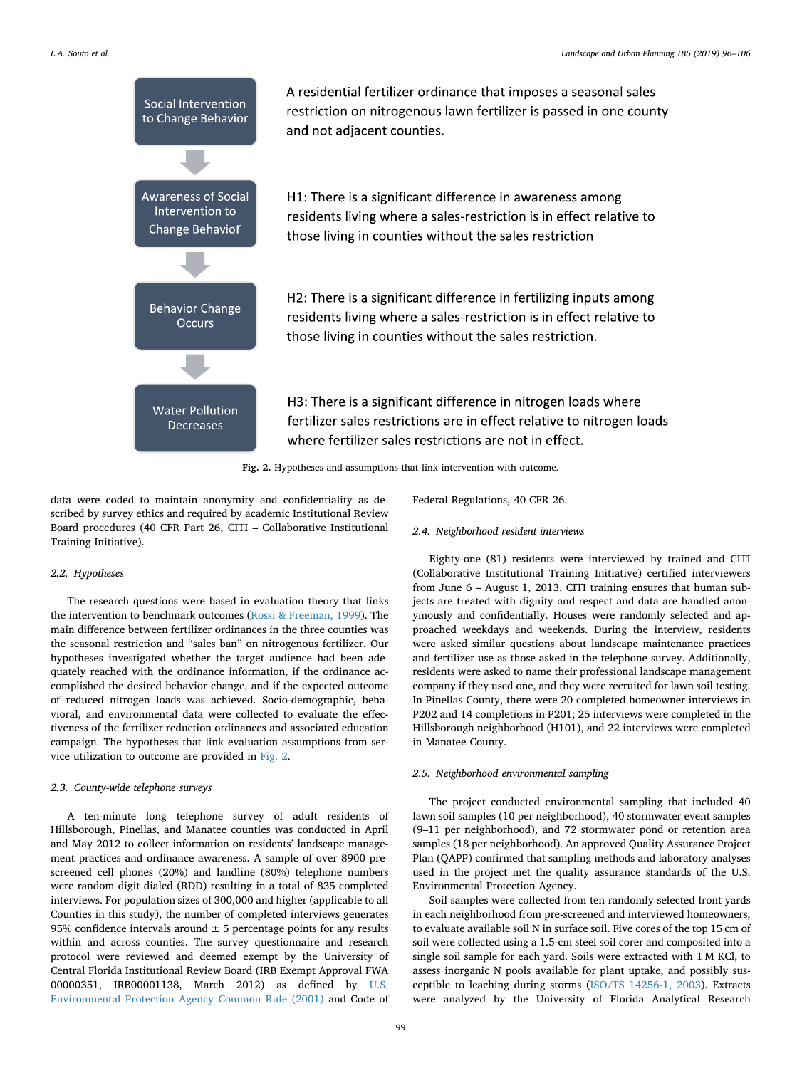Social Intervention to Change Behavior

A residential fertilizer ordinance that imposes a seasonal sales restriction on nitrogenous lawn fertilizer is passed in one county and not adjacent counties.

Awareness of Social Intervention to Change Behavior

H1: There is a significant difference in awareness among residents living where a sales-restriction is in effect relative to those living in counties without the sales restriction

Behavior Change Occurs

H2: There is a significant difference in fertilizing inputs among residents living where a sales-restriction is in effect relative to those living in counties without the sales restriction.

Water Pollution Decreases

H3: There is a significant difference in nitrogen loads where fertilizer sales restrictions are in effect relative to nitrogen loads where fertilizer sales restrictions are not in effect.

**Fig. 2.** Hypotheses and assumptions that link intervention with outcome.

data were coded to maintain anonymity and confidentiality as described by survey ethics and required by academic Institutional Review Board procedures (40 CFR Part 26, CITI – Collaborative Institutional Training Initiative).

### 2.2. Hypotheses

The research questions were based in evaluation theory that links the intervention to benchmark outcomes (Rossi & Freeman, 1999). The main difference between fertilizer ordinances in the three counties was the seasonal restriction and "sales ban" on nitrogenous fertilizer. Our hypotheses investigated whether the target audience had been adequately reached with the ordinance information, if the ordinance accomplished the desired behavior change, and if the expected outcome of reduced nitrogen loads was achieved. Socio-demographic, behavioral, and environmental data were collected to evaluate the effectiveness of the fertilizer reduction ordinances and associated education campaign. The hypotheses that link evaluation assumptions from service utilization to outcome are provided in Fig. 2.

### 2.3. County-wide telephone surveys

A ten-minute long telephone survey of adult residents of Hillsborough, Pinellas, and Manatee counties was conducted in April and May 2012 to collect information on residents' landscape management practices and ordinance awareness. A sample of over 8900 pre-screened cell phones (20%) and landline (80%) telephone numbers were random digit dialed (RDD) resulting in a total of 835 completed interviews. For population sizes of 300,000 and higher (applicable to all Counties in this study), the number of completed interviews generates 95% confidence intervals around ± 5 percentage points for any results within and across counties. The survey questionnaire and research protocol were reviewed and deemed exempt by the University of Central Florida Institutional Review Board (IRB Exempt Approval FWA 00000351, IRB00001138, March 2012) as defined by U.S. Environmental Protection Agency Common Rule (2001) and Code of Federal Regulations, 40 CFR 26.

### 2.4. Neighborhood resident interviews

Eighty-one (81) residents were interviewed by trained and CITI (Collaborative Institutional Training Initiative) certified interviewers from June 6 – August 1, 2013. CITI training ensures that human subjects are treated with dignity and respect and data are handled anonymously and confidentially. Houses were randomly selected and approached weekdays and weekends. During the interview, residents were asked similar questions about landscape maintenance practices and fertilizer use as those asked in the telephone survey. Additionally, residents were asked to name their professional landscape management company if they used one, and they were recruited for lawn soil testing. In Pinellas County, there were 20 completed homeowner interviews in P202 and 14 completions in P201; 25 interviews were completed in the Hillsborough neighborhood (H101), and 22 interviews were completed in Manatee County.

### 2.5. Neighborhood environmental sampling

The project conducted environmental sampling that included 40 lawn soil samples (10 per neighborhood), 40 stormwater event samples (9–11 per neighborhood), and 72 stormwater pond or retention area samples (18 per neighborhood). An approved Quality Assurance Project Plan (QAPP) confirmed that sampling methods and laboratory analyses used in the project met the quality assurance standards of the U.S. Environmental Protection Agency.

Soil samples were collected from ten randomly selected front yards in each neighborhood from pre-screened and interviewed homeowners, to evaluate available soil N in surface soil. Five cores of the top 15 cm of soil were collected using a 1.5-cm steel soil corer and composited into a single soil sample for each yard. Soils were extracted with 1 M KCl, to assess inorganic N pools available for plant uptake, and possibly susceptible to leaching during storms (ISO/TS 14256-1, 2003). Extracts were analyzed by the University of Florida Analytical Research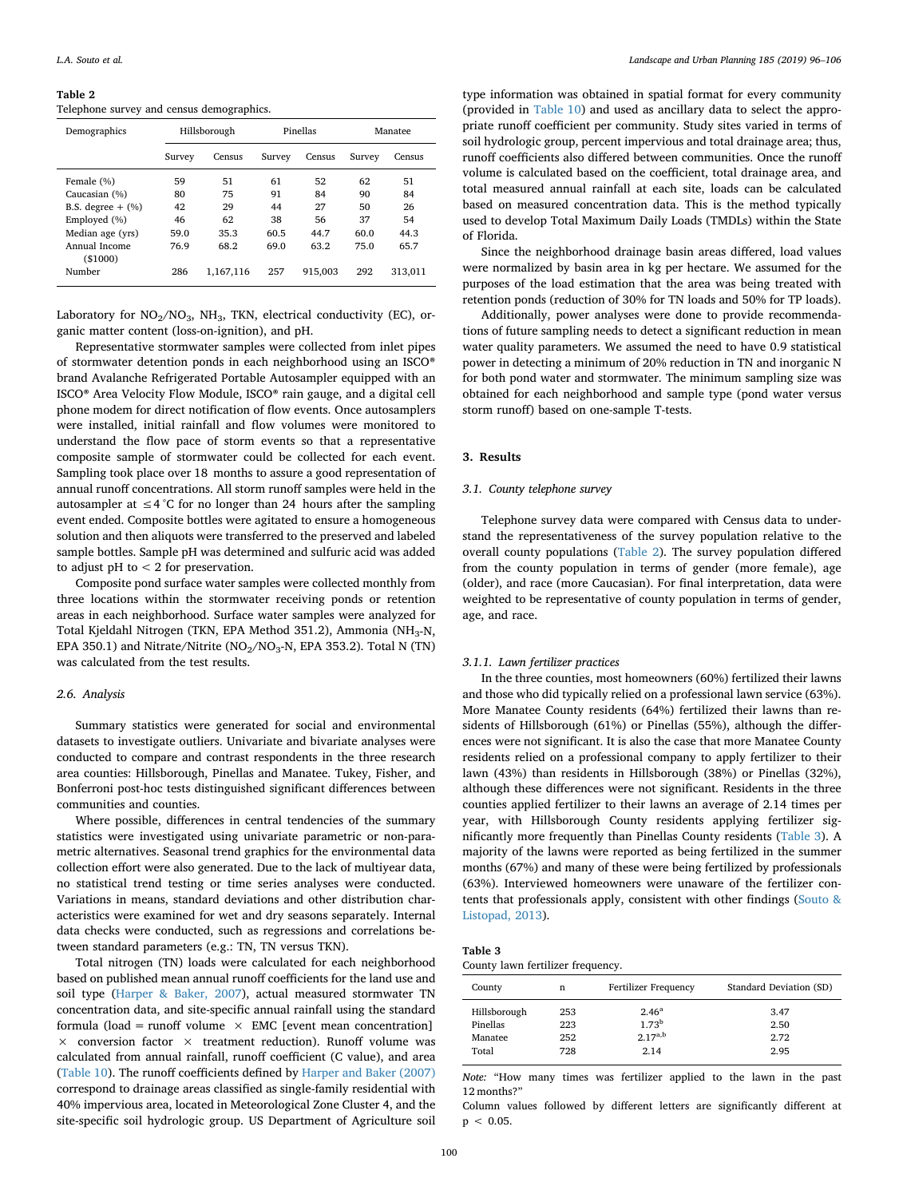**Table 2**
Telephone survey and census demographics.

| Demographics | Hillsborough | | Pinellas | | Manatee | |
|---|---|---|---|---|---|---|
| | Survey | Census | Survey | Census | Survey | Census |
| Female (%) | 59 | 51 | 61 | 52 | 62 | 51 |
| Caucasian (%) | 80 | 75 | 91 | 84 | 90 | 84 |
| B.S. degree + (%) | 42 | 29 | 44 | 27 | 50 | 26 |
| Employed (%) | 46 | 62 | 38 | 56 | 37 | 54 |
| Median age (yrs) | 59.0 | 35.3 | 60.5 | 44.7 | 60.0 | 44.3 |
| Annual Income ($1000) | 76.9 | 68.2 | 69.0 | 63.2 | 75.0 | 65.7 |
| Number | 286 | 1,167,116 | 257 | 915,003 | 292 | 313,011 |

Laboratory for $NO_2/NO_3$, $NH_3$, TKN, electrical conductivity (EC), organic matter content (loss-on-ignition), and pH.

Representative stormwater samples were collected from inlet pipes of stormwater detention ponds in each neighborhood using an ISCO® brand Avalanche Refrigerated Portable Autosampler equipped with an ISCO® Area Velocity Flow Module, ISCO® rain gauge, and a digital cell phone modem for direct notification of flow events. Once autosamplers were installed, initial rainfall and flow volumes were monitored to understand the flow pace of storm events so that a representative composite sample of stormwater could be collected for each event. Sampling took place over 18 months to assure a good representation of annual runoff concentrations. All storm runoff samples were held in the autosampler at $\leq 4\,^{\circ}C$ for no longer than 24 hours after the sampling event ended. Composite bottles were agitated to ensure a homogeneous solution and then aliquots were transferred to the preserved and labeled sample bottles. Sample pH was determined and sulfuric acid was added to adjust pH to < 2 for preservation.

Composite pond surface water samples were collected monthly from three locations within the stormwater receiving ponds or retention areas in each neighborhood. Surface water samples were analyzed for Total Kjeldahl Nitrogen (TKN, EPA Method 351.2), Ammonia ($NH_3$-N, EPA 350.1) and Nitrate/Nitrite ($NO_2/NO_3$-N, EPA 353.2). Total N (TN) was calculated from the test results.

### 2.6. Analysis

Summary statistics were generated for social and environmental datasets to investigate outliers. Univariate and bivariate analyses were conducted to compare and contrast respondents in the three research area counties: Hillsborough, Pinellas and Manatee. Tukey, Fisher, and Bonferroni post-hoc tests distinguished significant differences between communities and counties.

Where possible, differences in central tendencies of the summary statistics were investigated using univariate parametric or non-parametric alternatives. Seasonal trend graphics for the environmental data collection effort were also generated. Due to the lack of multiyear data, no statistical trend testing or time series analyses were conducted. Variations in means, standard deviations and other distribution characteristics were examined for wet and dry seasons separately. Internal data checks were conducted, such as regressions and correlations between standard parameters (e.g.: TN, TN versus TKN).

Total nitrogen (TN) loads were calculated for each neighborhood based on published mean annual runoff coefficients for the land use and soil type (Harper & Baker, 2007), actual measured stormwater TN concentration data, and site-specific annual rainfall using the standard formula (load = runoff volume × EMC [event mean concentration] × conversion factor × treatment reduction). Runoff volume was calculated from annual rainfall, runoff coefficient (C value), and area (Table 10). The runoff coefficients defined by Harper and Baker (2007) correspond to drainage areas classified as single-family residential with 40% impervious area, located in Meteorological Zone Cluster 4, and the site-specific soil hydrologic group. US Department of Agriculture soil type information was obtained in spatial format for every community (provided in Table 10) and used as ancillary data to select the appropriate runoff coefficient per community. Study sites varied in terms of soil hydrologic group, percent impervious and total drainage area; thus, runoff coefficients also differed between communities. Once the runoff volume is calculated based on the coefficient, total drainage area, and total measured annual rainfall at each site, loads can be calculated based on measured concentration data. This is the method typically used to develop Total Maximum Daily Loads (TMDLs) within the State of Florida.

Since the neighborhood drainage basin areas differed, load values were normalized by basin area in kg per hectare. We assumed for the purposes of the load estimation that the area was being treated with retention ponds (reduction of 30% for TN loads and 50% for TP loads).

Additionally, power analyses were done to provide recommendations of future sampling needs to detect a significant reduction in mean water quality parameters. We assumed the need to have 0.9 statistical power in detecting a minimum of 20% reduction in TN and inorganic N for both pond water and stormwater. The minimum sampling size was obtained for each neighborhood and sample type (pond water versus storm runoff) based on one-sample T-tests.

## 3. Results

### 3.1. County telephone survey

Telephone survey data were compared with Census data to understand the representativeness of the survey population relative to the overall county populations (Table 2). The survey population differed from the county population in terms of gender (more female), age (older), and race (more Caucasian). For final interpretation, data were weighted to be representative of county population in terms of gender, age, and race.

#### 3.1.1. Lawn fertilizer practices

In the three counties, most homeowners (60%) fertilized their lawns and those who did typically relied on a professional lawn service (63%). More Manatee County residents (64%) fertilized their lawns than residents of Hillsborough (61%) or Pinellas (55%), although the differences were not significant. It is also the case that more Manatee County residents relied on a professional company to apply fertilizer to their lawn (43%) than residents in Hillsborough (38%) or Pinellas (32%), although these differences were not significant. Residents in the three counties applied fertilizer to their lawns an average of 2.14 times per year, with Hillsborough County residents applying fertilizer significantly more frequently than Pinellas County residents (Table 3). A majority of the lawns were reported as being fertilized in the summer months (67%) and many of these were being fertilized by professionals (63%). Interviewed homeowners were unaware of the fertilizer contents that professionals apply, consistent with other findings (Souto & Listopad, 2013).

**Table 3**
County lawn fertilizer frequency.

| County | n | Fertilizer Frequency | Standard Deviation (SD) |
|---|---|---|---|
| Hillsborough | 253 | 2.46[a] | 3.47 |
| Pinellas | 223 | 1.73[b] | 2.50 |
| Manatee | 252 | 2.17[a,b] | 2.72 |
| Total | 728 | 2.14 | 2.95 |

*Note:* "How many times was fertilizer applied to the lawn in the past 12 months?"
Column values followed by different letters are significantly different at $p < 0.05$.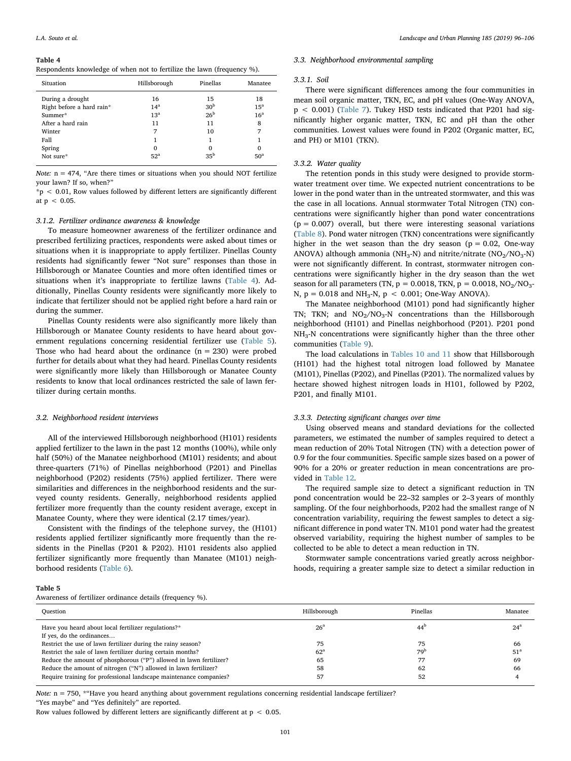**Table 4**
Respondents knowledge of when not to fertilize the lawn (frequency %).

| Situation | Hillsborough | Pinellas | Manatee |
|---|---|---|---|
| During a drought | 16 | 15 | 18 |
| Right before a hard rain* | 14[a] | 30[b] | 15[a] |
| Summer* | 13[a] | 26[b] | 16[a] |
| After a hard rain | 11 | 11 | 8 |
| Winter | 7 | 10 | 7 |
| Fall | 1 | 1 | 1 |
| Spring | 0 | 0 | 0 |
| Not sure* | 52[a] | 35[b] | 50[a] |

*Note:* n = 474, "Are there times or situations when you should NOT fertilize your lawn? If so, when?"
*$p < 0.01$, Row values followed by different letters are significantly different at $p < 0.05$.

#### 3.1.2. Fertilizer ordinance awareness & knowledge

To measure homeowner awareness of the fertilizer ordinance and prescribed fertilizing practices, respondents were asked about times or situations when it is inappropriate to apply fertilizer. Pinellas County residents had significantly fewer "Not sure" responses than those in Hillsborough or Manatee Counties and more often identified times or situations when it's inappropriate to fertilize lawns (Table 4). Additionally, Pinellas County residents were significantly more likely to indicate that fertilizer should not be applied right before a hard rain or during the summer.

Pinellas County residents were also significantly more likely than Hillsborough or Manatee County residents to have heard about government regulations concerning residential fertilizer use (Table 5). Those who had heard about the ordinance (n = 230) were probed further for details about what they had heard. Pinellas County residents were significantly more likely than Hillsborough or Manatee County residents to know that local ordinances restricted the sale of lawn fertilizer during certain months.

### 3.2. Neighborhood resident interviews

All of the interviewed Hillsborough neighborhood (H101) residents applied fertilizer to the lawn in the past 12 months (100%), while only half (50%) of the Manatee neighborhood (M101) residents; and about three-quarters (71%) of Pinellas neighborhood (P201) and Pinellas neighborhood (P202) residents (75%) applied fertilizer. There were similarities and differences in the neighborhood residents and the surveyed county residents. Generally, neighborhood residents applied fertilizer more frequently than the county resident average, except in Manatee County, where they were identical (2.17 times/year).

Consistent with the findings of the telephone survey, the (H101) residents applied fertilizer significantly more frequently than the residents in the Pinellas (P201 & P202). H101 residents also applied fertilizer significantly more frequently than Manatee (M101) neighborhood residents (Table 6).

### 3.3. Neighborhood environmental sampling

#### 3.3.1. Soil

There were significant differences among the four communities in mean soil organic matter, TKN, EC, and pH values (One-Way ANOVA, $p < 0.001$) (Table 7). Tukey HSD tests indicated that P201 had significantly higher organic matter, TKN, EC and pH than the other communities. Lowest values were found in P202 (Organic matter, EC, and PH) or M101 (TKN).

#### 3.3.2. Water quality

The retention ponds in this study were designed to provide stormwater treatment over time. We expected nutrient concentrations to be lower in the pond water than in the untreated stormwater, and this was the case in all locations. Annual stormwater Total Nitrogen (TN) concentrations were significantly higher than pond water concentrations ($p = 0.007$) overall, but there were interesting seasonal variations (Table 8). Pond water nitrogen (TKN) concentrations were significantly higher in the wet season than the dry season ($p = 0.02$, One-way ANOVA) although ammonia ($NH_3$-N) and nitrite/nitrate ($NO_2/NO_3$-N) were not significantly different. In contrast, stormwater nitrogen concentrations were significantly higher in the dry season than the wet season for all parameters (TN, $p = 0.0018$, TKN, $p = 0.0018$, $NO_2/NO_3$-N, $p = 0.018$ and $NH_3$-N, $p < 0.001$; One-Way ANOVA).

The Manatee neighborhood (M101) pond had significantly higher TN; TKN; and $NO_2/NO_3$-N concentrations than the Hillsborough neighborhood (H101) and Pinellas neighborhood (P201). P201 pond $NH_3$-N concentrations were significantly higher than the three other communities (Table 9).

The load calculations in Tables 10 and 11 show that Hillsborough (H101) had the highest total nitrogen load followed by Manatee (M101), Pinellas (P202), and Pinellas (P201). The normalized values by hectare showed highest nitrogen loads in H101, followed by P202, P201, and finally M101.

#### 3.3.3. Detecting significant changes over time

Using observed means and standard deviations for the collected parameters, we estimated the number of samples required to detect a mean reduction of 20% Total Nitrogen (TN) with a detection power of 0.9 for the four communities. Specific sample sizes based on a power of 90% for a 20% or greater reduction in mean concentrations are provided in Table 12.

The required sample size to detect a significant reduction in TN pond concentration would be 22–32 samples or 2–3 years of monthly sampling. Of the four neighborhoods, P202 had the smallest range of N concentration variability, requiring the fewest samples to detect a significant difference in pond water TN. M101 pond water had the greatest observed variability, requiring the highest number of samples to be collected to be able to detect a mean reduction in TN.

Stormwater sample concentrations varied greatly across neighborhoods, requiring a greater sample size to detect a similar reduction in

**Table 5**
Awareness of fertilizer ordinance details (frequency %).

| Question | Hillsborough | Pinellas | Manatee |
|---|---|---|---|
| Have you heard about local fertilizer regulations?* | 26[a] | 44[b] | 24[a] |
| If yes, do the ordinances… | | | |
| Restrict the use of lawn fertilizer during the rainy season? | 75 | 75 | 66 |
| Restrict the sale of lawn fertilizer during certain months? | 62[a] | 79[b] | 51[a] |
| Reduce the amount of phosphorous ("P") allowed in lawn fertilizer? | 65 | 77 | 69 |
| Reduce the amount of nitrogen ("N") allowed in lawn fertilizer? | 58 | 62 | 66 |
| Require training for professional landscape maintenance companies? | 57 | 52 | 4 |

*Note:* n = 750, *"Have you heard anything about government regulations concerning residential landscape fertilizer?
"Yes maybe" and "Yes definitely" are reported.
Row values followed by different letters are significantly different at $p < 0.05$.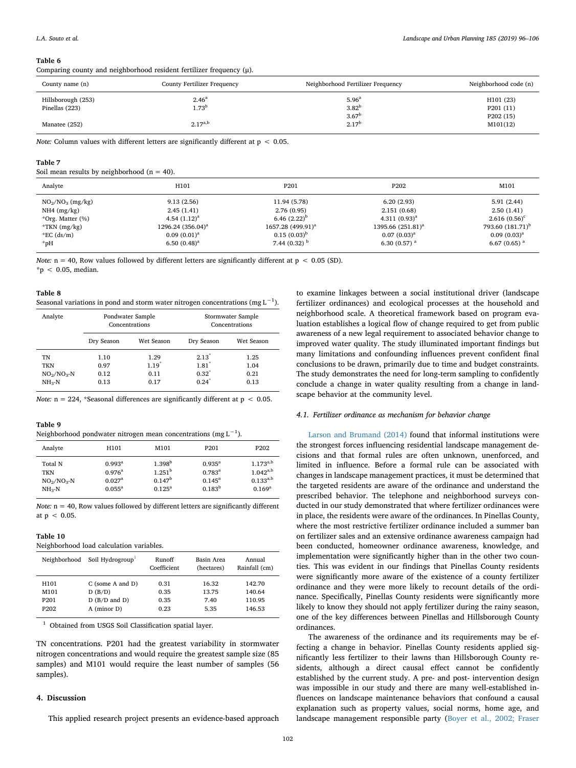**Table 6**
Comparing county and neighborhood resident fertilizer frequency (μ).

| County name (n) | County Fertilizer Frequency | Neighborhood Fertilizer Frequency | Neighborhood code (n) |
|---|---|---|---|
| Hillsborough (253) | 2.46[a] | 5.96[a] | H101 (23) |
| Pinellas (223) | 1.73[b] | 3.82[b] | P201 (11) |
| | | 3.67[b] | P202 (15) |
| Manatee (252) | 2.17[a,b] | 2.17[b] | M101(12) |

*Note:* Column values with different letters are significantly different at $p < 0.05$.

**Table 7**
Soil mean results by neighborhood (n = 40).

| Analyte | H101 | P201 | P202 | M101 |
|---|---|---|---|---|
| $NO_2/NO_3$ (mg/kg) | 9.13 (2.56) | 11.94 (5.78) | 6.20 (2.93) | 5.91 (2.44) |
| NH4 (mg/kg) | 2.45 (1.41) | 2.76 (0.95) | 2.151 (0.68) | 2.50 (1.41) |
| *Org. Matter (%) | 4.54 (1.12)[a] | 6.46 (2.22)[b] | 4.311 (0.93)[a] | 2.616 (0.56)[c] |
| *TKN (mg/kg) | 1296.24 (356.04)[a] | 1657.28 (499.91)[a] | 1395.66 (251.81)[a] | 793.60 (181.71)[b] |
| *EC (ds/m) | 0.09 (0.01)[a] | 0.15 (0.03)[b] | 0.07 (0.03)[a] | 0.09 (0.03)[a] |
| *pH | 6.50 (0.48)[a] | 7.44 (0.32)[b] | 6.30 (0.57)[a] | 6.67 (0.65)[a] |

*Note:* n = 40, Row values followed by different letters are significantly different at $p < 0.05$ (SD).
*$p < 0.05$, median.

**Table 8**
Seasonal variations in pond and storm water nitrogen concentrations (mg $L^{-1}$).

| Analyte | Pondwater Sample Concentrations | | Stormwater Sample Concentrations | |
|---|---|---|---|---|
| | Dry Season | Wet Season | Dry Season | Wet Season |
| TN | 1.10 | 1.29 | 2.13* | 1.25 |
| TKN | 0.97 | 1.19* | 1.81* | 1.04 |
| $NO_2/NO_3$-N | 0.12 | 0.11 | 0.32* | 0.21 |
| $NH_3$-N | 0.13 | 0.17 | 0.24* | 0.13 |

*Note:* n = 224, *Seasonal differences are significantly different at $p < 0.05$.

**Table 9**
Neighborhood pondwater nitrogen mean concentrations (mg $L^{-1}$).

| Analyte | H101 | M101 | P201 | P202 |
|---|---|---|---|---|
| Total N | 0.993[a] | 1.398[b] | 0.935[a] | 1.173[a,b] |
| TKN | 0.976[a] | 1.251[b] | 0.783[a] | 1.042[a,b] |
| $NO_2/NO_3$-N | 0.027[a] | 0.147[b] | 0.145[a] | 0.133[a,b] |
| $NH_3$-N | 0.055[a] | 0.125[a] | 0.183[b] | 0.169[a] |

*Note:* n = 40, Row values followed by different letters are significantly different at $p < 0.05$.

**Table 10**
Neighborhood load calculation variables.

| Neighborhood | Soil Hydrogroup[1] | Runoff Coefficient | Basin Area (hectares) | Annual Rainfall (cm) |
|---|---|---|---|---|
| H101 | C (some A and D) | 0.31 | 16.32 | 142.70 |
| M101 | D (B/D) | 0.35 | 13.75 | 140.64 |
| P201 | D (B/D and D) | 0.35 | 7.40 | 110.95 |
| P202 | A (minor D) | 0.23 | 5.35 | 146.53 |

[1] Obtained from USGS Soil Classification spatial layer.

TN concentrations. P201 had the greatest variability in stormwater nitrogen concentrations and would require the greatest sample size (85 samples) and M101 would require the least number of samples (56 samples).

## 4. Discussion

This applied research project presents an evidence-based approach to examine linkages between a social institutional driver (landscape fertilizer ordinances) and ecological processes at the household and neighborhood scale. A theoretical framework based on program evaluation establishes a logical flow of change required to get from public awareness of a new legal requirement to associated behavior change to improved water quality. The study illuminated important findings but many limitations and confounding influences prevent confident final conclusions to be drawn, primarily due to time and budget constraints. The study demonstrates the need for long-term sampling to confidently conclude a change in water quality resulting from a change in landscape behavior at the community level.

### 4.1. Fertilizer ordinance as mechanism for behavior change

Larson and Brumand (2014) found that informal institutions were the strongest forces influencing residential landscape management decisions and that formal rules are often unknown, unenforced, and limited in influence. Before a formal rule can be associated with changes in landscape management practices, it must be determined that the targeted residents are aware of the ordinance and understand the prescribed behavior. The telephone and neighborhood surveys conducted in our study demonstrated that where fertilizer ordinances were in place, the residents were aware of the ordinances. In Pinellas County, where the most restrictive fertilizer ordinance included a summer ban on fertilizer sales and an extensive ordinance awareness campaign had been conducted, homeowner ordinance awareness, knowledge, and implementation were significantly higher than in the other two counties. This was evident in our findings that Pinellas County residents were significantly more aware of the existence of a county fertilizer ordinance and they were more likely to recount details of the ordinance. Specifically, Pinellas County residents were significantly more likely to know they should not apply fertilizer during the rainy season, one of the key differences between Pinellas and Hillsborough County ordinances.

The awareness of the ordinance and its requirements may be effecting a change in behavior. Pinellas County residents applied significantly less fertilizer to their lawns than Hillsborough County residents, although a direct causal effect cannot be confidently established by the current study. A pre- and post- intervention design was impossible in our study and there are many well-established influences on landscape maintenance behaviors that confound a causal explanation such as property values, social norms, home age, and landscape management responsible party (Boyer et al., 2002; Fraser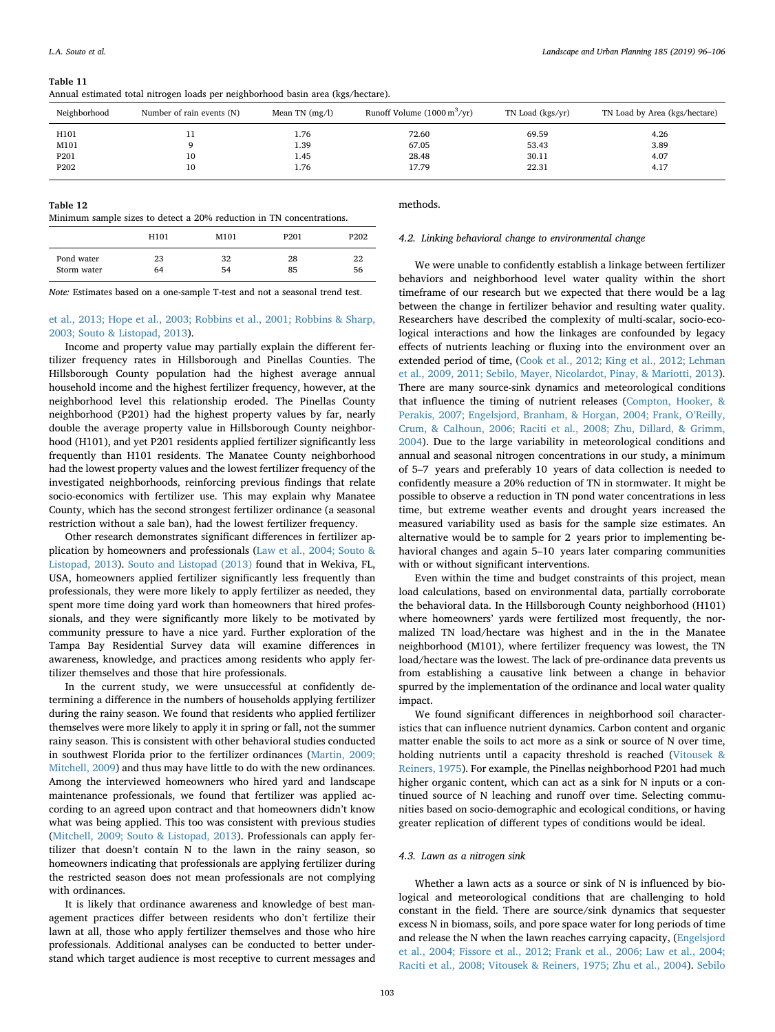**Table 11**
Annual estimated total nitrogen loads per neighborhood basin area (kgs/hectare).

| Neighborhood | Number of rain events (N) | Mean TN (mg/l) | Runoff Volume (1000 $m^3$/yr) | TN Load (kgs/yr) | TN Load by Area (kgs/hectare) |
|---|---|---|---|---|---|
| H101 | 11 | 1.76 | 72.60 | 69.59 | 4.26 |
| M101 | 9 | 1.39 | 67.05 | 53.43 | 3.89 |
| P201 | 10 | 1.45 | 28.48 | 30.11 | 4.07 |
| P202 | 10 | 1.76 | 17.79 | 22.31 | 4.17 |

**Table 12**
Minimum sample sizes to detect a 20% reduction in TN concentrations.

| | H101 | M101 | P201 | P202 |
|---|---|---|---|---|
| Pond water | 23 | 32 | 28 | 22 |
| Storm water | 64 | 54 | 85 | 56 |

*Note:* Estimates based on a one-sample T-test and not a seasonal trend test.

et al., 2013; Hope et al., 2003; Robbins et al., 2001; Robbins & Sharp, 2003; Souto & Listopad, 2013).

Income and property value may partially explain the different fertilizer frequency rates in Hillsborough and Pinellas Counties. The Hillsborough County population had the highest average annual household income and the highest fertilizer frequency, however, at the neighborhood level this relationship eroded. The Pinellas County neighborhood (P201) had the highest property values by far, nearly double the average property value in Hillsborough County neighborhood (H101), and yet P201 residents applied fertilizer significantly less frequently than H101 residents. The Manatee County neighborhood had the lowest property values and the lowest fertilizer frequency of the investigated neighborhoods, reinforcing previous findings that relate socio-economics with fertilizer use. This may explain why Manatee County, which has the second strongest fertilizer ordinance (a seasonal restriction without a sale ban), had the lowest fertilizer frequency.

Other research demonstrates significant differences in fertilizer application by homeowners and professionals (Law et al., 2004; Souto & Listopad, 2013). Souto and Listopad (2013) found that in Wekiva, FL, USA, homeowners applied fertilizer significantly less frequently than professionals, they were more likely to apply fertilizer as needed, they spent more time doing yard work than homeowners that hired professionals, and they were significantly more likely to be motivated by community pressure to have a nice yard. Further exploration of the Tampa Bay Residential Survey data will examine differences in awareness, knowledge, and practices among residents who apply fertilizer themselves and those that hire professionals.

In the current study, we were unsuccessful at confidently determining a difference in the numbers of households applying fertilizer during the rainy season. We found that residents who applied fertilizer themselves were more likely to apply it in spring or fall, not the summer rainy season. This is consistent with other behavioral studies conducted in southwest Florida prior to the fertilizer ordinances (Martin, 2009; Mitchell, 2009) and thus may have little to do with the new ordinances. Among the interviewed homeowners who hired yard and landscape maintenance professionals, we found that fertilizer was applied according to an agreed upon contract and that homeowners didn't know what was being applied. This too was consistent with previous studies (Mitchell, 2009; Souto & Listopad, 2013). Professionals can apply fertilizer that doesn't contain N to the lawn in the rainy season, so homeowners indicating that professionals are applying fertilizer during the restricted season does not mean professionals are not complying with ordinances.

It is likely that ordinance awareness and knowledge of best management practices differ between residents who don't fertilize their lawn at all, those who apply fertilizer themselves and those who hire professionals. Additional analyses can be conducted to better understand which target audience is most receptive to current messages and methods.

### 4.2. Linking behavioral change to environmental change

We were unable to confidently establish a linkage between fertilizer behaviors and neighborhood level water quality within the short timeframe of our research but we expected that there would be a lag between the change in fertilizer behavior and resulting water quality. Researchers have described the complexity of multi-scalar, socio-ecological interactions and how the linkages are confounded by legacy effects of nutrients leaching or fluxing into the environment over an extended period of time, (Cook et al., 2012; King et al., 2012; Lehman et al., 2009, 2011; Sebilo, Mayer, Nicolardot, Pinay, & Mariotti, 2013). There are many source-sink dynamics and meteorological conditions that influence the timing of nutrient releases (Compton, Hooker, & Perakis, 2007; Engelsjord, Branham, & Horgan, 2004; Frank, O'Reilly, Crum, & Calhoun, 2006; Raciti et al., 2008; Zhu, Dillard, & Grimm, 2004). Due to the large variability in meteorological conditions and annual and seasonal nitrogen concentrations in our study, a minimum of 5–7 years and preferably 10 years of data collection is needed to confidently measure a 20% reduction of TN in stormwater. It might be possible to observe a reduction in TN pond water concentrations in less time, but extreme weather events and drought years increased the measured variability used as basis for the sample size estimates. An alternative would be to sample for 2 years prior to implementing behavioral changes and again 5–10 years later comparing communities with or without significant interventions.

Even within the time and budget constraints of this project, mean load calculations, based on environmental data, partially corroborate the behavioral data. In the Hillsborough County neighborhood (H101) where homeowners' yards were fertilized most frequently, the normalized TN load/hectare was highest and in the in the Manatee neighborhood (M101), where fertilizer frequency was lowest, the TN load/hectare was the lowest. The lack of pre-ordinance data prevents us from establishing a causative link between a change in behavior spurred by the implementation of the ordinance and local water quality impact.

We found significant differences in neighborhood soil characteristics that can influence nutrient dynamics. Carbon content and organic matter enable the soils to act more as a sink or source of N over time, holding nutrients until a capacity threshold is reached (Vitousek & Reiners, 1975). For example, the Pinellas neighborhood P201 had much higher organic content, which can act as a sink for N inputs or a continued source of N leaching and runoff over time. Selecting communities based on socio-demographic and ecological conditions, or having greater replication of different types of conditions would be ideal.

### 4.3. Lawn as a nitrogen sink

Whether a lawn acts as a source or sink of N is influenced by biological and meteorological conditions that are challenging to hold constant in the field. There are source/sink dynamics that sequester excess N in biomass, soils, and pore space water for long periods of time and release the N when the lawn reaches carrying capacity, (Engelsjord et al., 2004; Fissore et al., 2012; Frank et al., 2006; Law et al., 2004; Raciti et al., 2008; Vitousek & Reiners, 1975; Zhu et al., 2004). Sebilo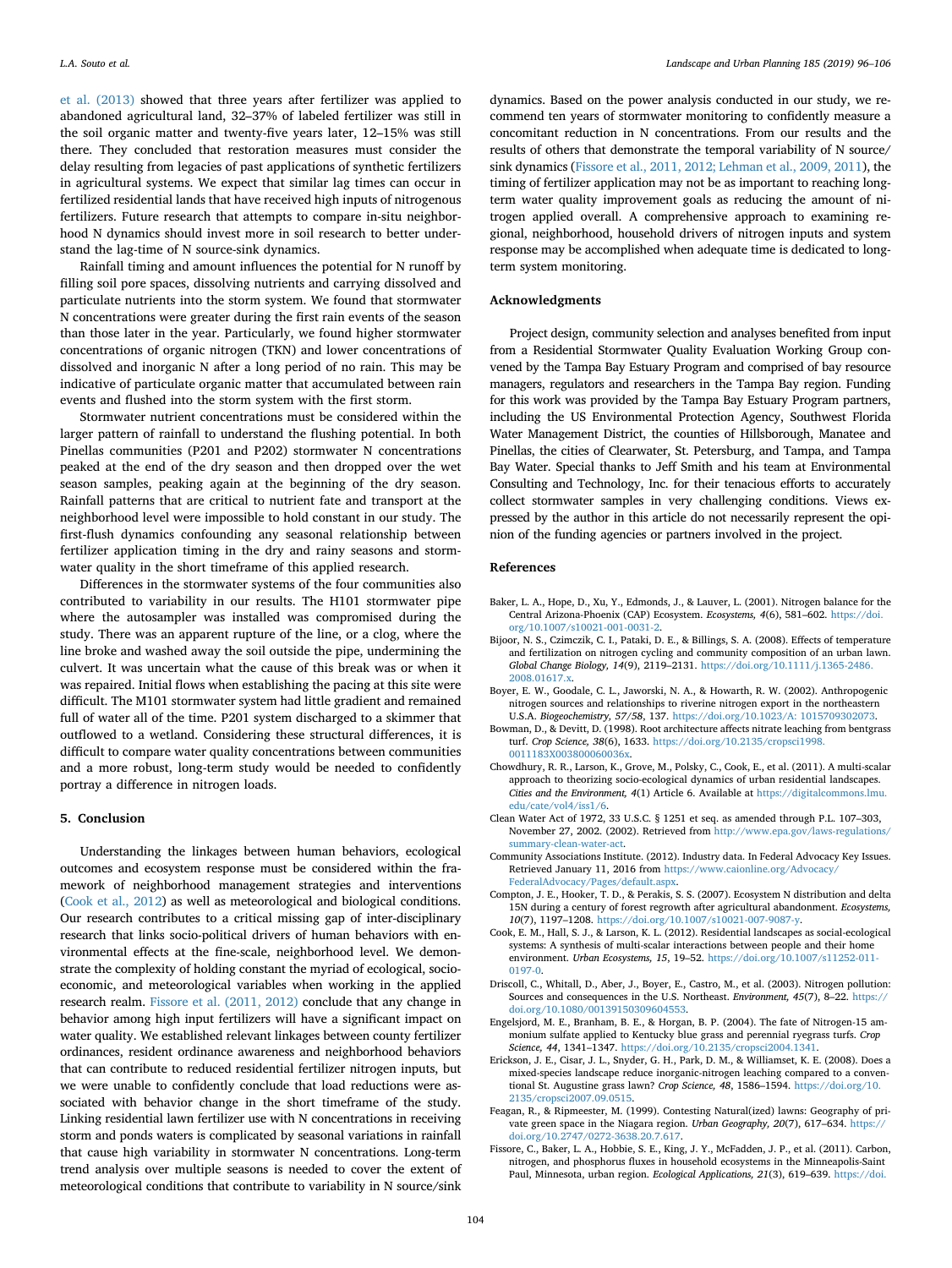et al. (2013) showed that three years after fertilizer was applied to abandoned agricultural land, 32–37% of labeled fertilizer was still in the soil organic matter and twenty-five years later, 12–15% was still there. They concluded that restoration measures must consider the delay resulting from legacies of past applications of synthetic fertilizers in agricultural systems. We expect that similar lag times can occur in fertilized residential lands that have received high inputs of nitrogenous fertilizers. Future research that attempts to compare in-situ neighborhood N dynamics should invest more in soil research to better understand the lag-time of N source-sink dynamics.

Rainfall timing and amount influences the potential for N runoff by filling soil pore spaces, dissolving nutrients and carrying dissolved and particulate nutrients into the storm system. We found that stormwater N concentrations were greater during the first rain events of the season than those later in the year. Particularly, we found higher stormwater concentrations of organic nitrogen (TKN) and lower concentrations of dissolved and inorganic N after a long period of no rain. This may be indicative of particulate organic matter that accumulated between rain events and flushed into the storm system with the first storm.

Stormwater nutrient concentrations must be considered within the larger pattern of rainfall to understand the flushing potential. In both Pinellas communities (P201 and P202) stormwater N concentrations peaked at the end of the dry season and then dropped over the wet season samples, peaking again at the beginning of the dry season. Rainfall patterns that are critical to nutrient fate and transport at the neighborhood level were impossible to hold constant in our study. The first-flush dynamics confounding any seasonal relationship between fertilizer application timing in the dry and rainy seasons and stormwater quality in the short timeframe of this applied research.

Differences in the stormwater systems of the four communities also contributed to variability in our results. The H101 stormwater pipe where the autosampler was installed was compromised during the study. There was an apparent rupture of the line, or a clog, where the line broke and washed away the soil outside the pipe, undermining the culvert. It was uncertain what the cause of this break was or when it was repaired. Initial flows when establishing the pacing at this site were difficult. The M101 stormwater system had little gradient and remained full of water all of the time. P201 system discharged to a skimmer that outflowed to a wetland. Considering these structural differences, it is difficult to compare water quality concentrations between communities and a more robust, long-term study would be needed to confidently portray a difference in nitrogen loads.

## 5. Conclusion

Understanding the linkages between human behaviors, ecological outcomes and ecosystem response must be considered within the framework of neighborhood management strategies and interventions (Cook et al., 2012) as well as meteorological and biological conditions. Our research contributes to a critical missing gap of inter-disciplinary research that links socio-political drivers of human behaviors with environmental effects at the fine-scale, neighborhood level. We demonstrate the complexity of holding constant the myriad of ecological, socio-economic, and meteorological variables when working in the applied research realm. Fissore et al. (2011, 2012) conclude that any change in behavior among high input fertilizers will have a significant impact on water quality. We established relevant linkages between county fertilizer ordinances, resident ordinance awareness and neighborhood behaviors that can contribute to reduced residential fertilizer nitrogen inputs, but we were unable to confidently conclude that load reductions were associated with behavior change in the short timeframe of the study. Linking residential lawn fertilizer use with N concentrations in receiving storm and ponds waters is complicated by seasonal variations in rainfall that cause high variability in stormwater N concentrations. Long-term trend analysis over multiple seasons is needed to cover the extent of meteorological conditions that contribute to variability in N source/sink dynamics. Based on the power analysis conducted in our study, we recommend ten years of stormwater monitoring to confidently measure a concomitant reduction in N concentrations. From our results and the results of others that demonstrate the temporal variability of N source/sink dynamics (Fissore et al., 2011, 2012; Lehman et al., 2009, 2011), the timing of fertilizer application may not be as important to reaching long-term water quality improvement goals as reducing the amount of nitrogen applied overall. A comprehensive approach to examining regional, neighborhood, household drivers of nitrogen inputs and system response may be accomplished when adequate time is dedicated to long-term system monitoring.

## Acknowledgments

Project design, community selection and analyses benefited from input from a Residential Stormwater Quality Evaluation Working Group convened by the Tampa Bay Estuary Program and comprised of bay resource managers, regulators and researchers in the Tampa Bay region. Funding for this work was provided by the Tampa Bay Estuary Program partners, including the US Environmental Protection Agency, Southwest Florida Water Management District, the counties of Hillsborough, Manatee and Pinellas, the cities of Clearwater, St. Petersburg, and Tampa, and Tampa Bay Water. Special thanks to Jeff Smith and his team at Environmental Consulting and Technology, Inc. for their tenacious efforts to accurately collect stormwater samples in very challenging conditions. Views expressed by the author in this article do not necessarily represent the opinion of the funding agencies or partners involved in the project.

## References

Baker, L. A., Hope, D., Xu, Y., Edmonds, J., & Lauver, L. (2001). Nitrogen balance for the Central Arizona-Phoenix (CAP) Ecosystem. *Ecosystems, 4*(6), 581–602. https://doi.org/10.1007/s10021-001-0031-2.

Bijoor, N. S., Czimczik, C. I., Pataki, D. E., & Billings, S. A. (2008). Effects of temperature and fertilization on nitrogen cycling and community composition of an urban lawn. *Global Change Biology, 14*(9), 2119–2131. https://doi.org/10.1111/j.1365-2486.2008.01617.x.

Boyer, E. W., Goodale, C. L., Jaworski, N. A., & Howarth, R. W. (2002). Anthropogenic nitrogen sources and relationships to riverine nitrogen export in the northeastern U.S.A. *Biogeochemistry, 57/58*, 137. https://doi.org/10.1023/A: 1015709302073.

Bowman, D., & Devitt, D. (1998). Root architecture affects nitrate leaching from bentgrass turf. *Crop Science, 38*(6), 1633. https://doi.org/10.2135/cropsci1998.0011183X003800060036x.

Chowdhury, R. R., Larson, K., Grove, M., Polsky, C., Cook, E., et al. (2011). A multi-scalar approach to theorizing socio-ecological dynamics of urban residential landscapes. *Cities and the Environment, 4*(1) Article 6. Available at https://digitalcommons.lmu.edu/cate/vol4/iss1/6.

Clean Water Act of 1972, 33 U.S.C. § 1251 et seq. as amended through P.L. 107–303, November 27, 2002. (2002). Retrieved from http://www.epa.gov/laws-regulations/summary-clean-water-act.

Community Associations Institute. (2012). Industry data. In Federal Advocacy Key Issues. Retrieved January 11, 2016 from https://www.caionline.org/Advocacy/FederalAdvocacy/Pages/default.aspx.

Compton, J. E., Hooker, T. D., & Perakis, S. S. (2007). Ecosystem N distribution and delta 15N during a century of forest regrowth after agricultural abandonment. *Ecosystems, 10*(7), 1197–1208. https://doi.org/10.1007/s10021-007-9087-y.

Cook, E. M., Hall, S. J., & Larson, K. L. (2012). Residential landscapes as social-ecological systems: A synthesis of multi-scalar interactions between people and their home environment. *Urban Ecosystems, 15*, 19–52. https://doi.org/10.1007/s11252-011-0197-0.

Driscoll, C., Whitall, D., Aber, J., Boyer, E., Castro, M., et al. (2003). Nitrogen pollution: Sources and consequences in the U.S. Northeast. *Environment, 45*(7), 8–22. https://doi.org/10.1080/00139150309604553.

Engelsjord, M. E., Branham, B. E., & Horgan, B. P. (2004). The fate of Nitrogen-15 ammonium sulfate applied to Kentucky blue grass and perennial ryegrass turfs. *Crop Science, 44*, 1341–1347. https://doi.org/10.2135/cropsci2004.1341.

Erickson, J. E., Cisar, J. L., Snyder, G. H., Park, D. M., & Williamset, K. E. (2008). Does a mixed-species landscape reduce inorganic-nitrogen leaching compared to a conventional St. Augustine grass lawn? *Crop Science, 48*, 1586–1594. https://doi.org/10.2135/cropsci2007.09.0515.

Feagan, R., & Ripmeester, M. (1999). Contesting Natural(ized) lawns: Geography of private green space in the Niagara region. *Urban Geography, 20*(7), 617–634. https://doi.org/10.2747/0272-3638.20.7.617.

Fissore, C., Baker, L. A., Hobbie, S. E., King, J. Y., McFadden, J. P., et al. (2011). Carbon, nitrogen, and phosphorus fluxes in household ecosystems in the Minneapolis-Saint Paul, Minnesota, urban region. *Ecological Applications, 21*(3), 619–639. https://doi.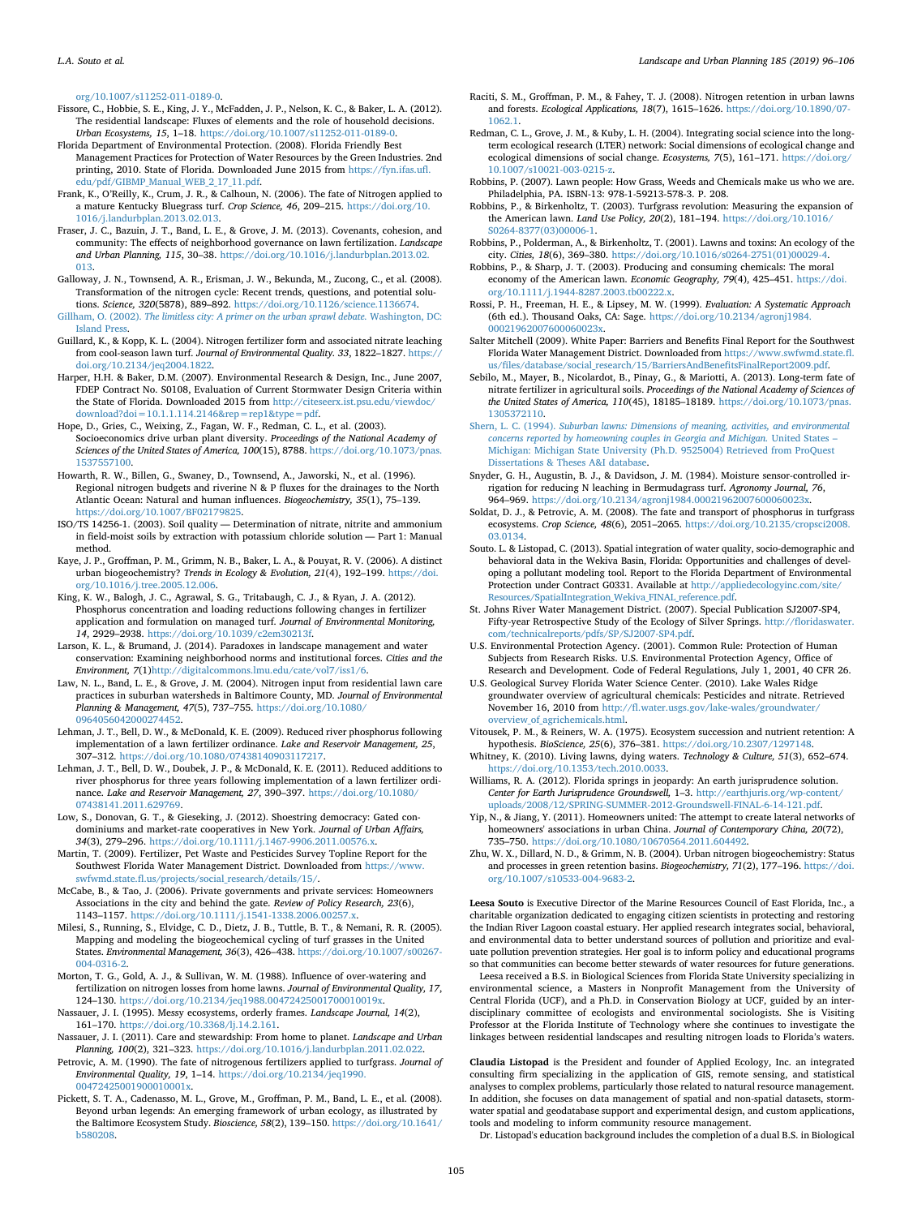org/10.1007/s11252-011-0189-0.

Fissore, C., Hobbie, S. E., King, J. Y., McFadden, J. P., Nelson, K. C., & Baker, L. A. (2012). The residential landscape: Fluxes of elements and the role of household decisions. *Urban Ecosystems, 15*, 1–18. https://doi.org/10.1007/s11252-011-0189-0.

Florida Department of Environmental Protection. (2008). Florida Friendly Best Management Practices for Protection of Water Resources by the Green Industries. 2nd printing, 2010. State of Florida. Downloaded June 2015 from https://fyn.ifas.ufl.edu/pdf/GIBMP_Manual_WEB_2_17_11.pdf.

Frank, K., O'Reilly, K., Crum, J. R., & Calhoun, N. (2006). The fate of Nitrogen applied to a mature Kentucky Bluegrass turf. *Crop Science, 46*, 209–215. https://doi.org/10.1016/j.landurbplan.2013.02.013.

Fraser, J. C., Bazuin, J. T., Band, L. E., & Grove, J. M. (2013). Covenants, cohesion, and community: The effects of neighborhood governance on lawn fertilization. *Landscape and Urban Planning, 115*, 30–38. https://doi.org/10.1016/j.landurbplan.2013.02.013.

Galloway, J. N., Townsend, A. R., Erisman, J. W., Bekunda, M., Zucong, C., et al. (2008). Transformation of the nitrogen cycle: Recent trends, questions, and potential solutions. *Science, 320*(5878), 889–892. https://doi.org/10.1126/science.1136674.

Gillham, O. (2002). *The limitless city: A primer on the urban sprawl debate.* Washington, DC: Island Press.

Guillard, K., & Kopp, K. L. (2004). Nitrogen fertilizer form and associated nitrate leaching from cool-season lawn turf. *Journal of Environmental Quality. 33*, 1822–1827. https://doi.org/10.2134/jeq2004.1822.

Harper, H.H. & Baker, D.M. (2007). Environmental Research & Design, Inc., June 2007, FDEP Contract No. S0108, Evaluation of Current Stormwater Design Criteria within the State of Florida. Downloaded 2015 from http://citeseerx.ist.psu.edu/viewdoc/download?doi=10.1.1.114.2146&rep=rep1&type=pdf.

Hope, D., Gries, C., Weixing, Z., Fagan, W. F., Redman, C. L., et al. (2003). Socioeconomics drive urban plant diversity. *Proceedings of the National Academy of Sciences of the United States of America, 100*(15), 8788. https://doi.org/10.1073/pnas.1537557100.

Howarth, R. W., Billen, G., Swaney, D., Townsend, A., Jaworski, N., et al. (1996). Regional nitrogen budgets and riverine N & P fluxes for the drainages to the North Atlantic Ocean: Natural and human influences. *Biogeochemistry, 35*(1), 75–139. https://doi.org/10.1007/BF02179825.

ISO/TS 14256-1. (2003). Soil quality — Determination of nitrate, nitrite and ammonium in field-moist soils by extraction with potassium chloride solution — Part 1: Manual method.

Kaye, J. P., Groffman, P. M., Grimm, N. B., Baker, L. A., & Pouyat, R. V. (2006). A distinct urban biogeochemistry? *Trends in Ecology & Evolution, 21*(4), 192–199. https://doi.org/10.1016/j.tree.2005.12.006.

King, K. W., Balogh, J. C., Agrawal, S. G., Tritabaugh, C. J., & Ryan, J. A. (2012). Phosphorus concentration and loading reductions following changes in fertilizer application and formulation on managed turf. *Journal of Environmental Monitoring, 14*, 2929–2938. https://doi.org/10.1039/c2em30213f.

Larson, K. L., & Brumand, J. (2014). Paradoxes in landscape management and water conservation: Examining neighborhood norms and institutional forces. *Cities and the Environment, 7*(1)http://digitalcommons.lmu.edu/cate/vol7/iss1/6.

Law, N. L., Band, L. E., & Grove, J. M. (2004). Nitrogen input from residential lawn care practices in suburban watersheds in Baltimore County, MD. *Journal of Environmental Planning & Management, 47*(5), 737–755. https://doi.org/10.1080/0964056042000274452.

Lehman, J. T., Bell, D. W., & McDonald, K. E. (2009). Reduced river phosphorus following implementation of a lawn fertilizer ordinance. *Lake and Reservoir Management, 25*, 307–312. https://doi.org/10.1080/07438140903117217.

Lehman, J. T., Bell, D. W., Doubek, J. P., & McDonald, K. E. (2011). Reduced additions to river phosphorus for three years following implementation of a lawn fertilizer ordinance. *Lake and Reservoir Management, 27*, 390–397. https://doi.org/10.1080/07438141.2011.629769.

Low, S., Donovan, G. T., & Gieseking, J. (2012). Shoestring democracy: Gated condominiums and market-rate cooperatives in New York. *Journal of Urban Affairs, 34*(3), 279–296. https://doi.org/10.1111/j.1467-9906.2011.00576.x.

Martin, T. (2009). Fertilizer, Pet Waste and Pesticides Survey Topline Report for the Southwest Florida Water Management District. Downloaded from https://www.swfwmd.state.fl.us/projects/social_research/details/15/.

McCabe, B., & Tao, J. (2006). Private governments and private services: Homeowners Associations in the city and behind the gate. *Review of Policy Research, 23*(6), 1143–1157. https://doi.org/10.1111/j.1541-1338.2006.00257.x.

Milesi, S., Running, S., Elvidge, C. D., Dietz, J. B., Tuttle, B. T., & Nemani, R. R. (2005). Mapping and modeling the biogeochemical cycling of turf grasses in the United States. *Environmental Management, 36*(3), 426–438. https://doi.org/10.1007/s00267-004-0316-2.

Morton, T. G., Gold, A. J., & Sullivan, W. M. (1988). Influence of over-watering and fertilization on nitrogen losses from home lawns. *Journal of Environmental Quality, 17*, 124–130. https://doi.org/10.2134/jeq1988.00472425001700010019x.

Nassauer, J. I. (1995). Messy ecosystems, orderly frames. *Landscape Journal, 14*(2), 161–170. https://doi.org/10.3368/lj.14.2.161.

Nassauer, J. I. (2011). Care and stewardship: From home to planet. *Landscape and Urban Planning, 100*(2), 321–323. https://doi.org/10.1016/j.landurbplan.2011.02.022.

Petrovic, A. M. (1990). The fate of nitrogenous fertilizers applied to turfgrass. *Journal of Environmental Quality, 19*, 1–14. https://doi.org/10.2134/jeq1990.00472425001900010001x.

Pickett, S. T. A., Cadenasso, M. L., Grove, M., Groffman, P. M., Band, L. E., et al. (2008). Beyond urban legends: An emerging framework of urban ecology, as illustrated by the Baltimore Ecosystem Study. *Bioscience, 58*(2), 139–150. https://doi.org/10.1641/b580208.

Raciti, S. M., Groffman, P. M., & Fahey, T. J. (2008). Nitrogen retention in urban lawns and forests. *Ecological Applications, 18*(7), 1615–1626. https://doi.org/10.1890/07-1062.1.

Redman, C. L., Grove, J. M., & Kuby, L. H. (2004). Integrating social science into the long-term ecological research (LTER) network: Social dimensions of ecological change and ecological dimensions of social change. *Ecosystems, 7*(5), 161–171. https://doi.org/10.1007/s10021-003-0215-z.

Robbins, P. (2007). Lawn people: How Grass, Weeds and Chemicals make us who we are. Philadelphia, PA. ISBN-13: 978-1-59213-578-3. P. 208.

Robbins, P., & Birkenholtz, T. (2003). Turfgrass revolution: Measuring the expansion of the American lawn. *Land Use Policy, 20*(2), 181–194. https://doi.org/10.1016/S0264-8377(03)00006-1.

Robbins, P., Polderman, A., & Birkenholtz, T. (2001). Lawns and toxins: An ecology of the city. *Cities, 18*(6), 369–380. https://doi.org/10.1016/s0264-2751(01)00029-4.

Robbins, P., & Sharp, J. T. (2003). Producing and consuming chemicals: The moral economy of the American lawn. *Economic Geography, 79*(4), 425–451. https://doi.org/10.1111/j.1944-8287.2003.tb00222.x.

Rossi, P. H., Freeman, H. E., & Lipsey, M. W. (1999). *Evaluation: A Systematic Approach* (6th ed.). Thousand Oaks, CA: Sage. https://doi.org/10.2134/agronj1984.00021962007600060023x.

Salter Mitchell (2009). White Paper: Barriers and Benefits Final Report for the Southwest Florida Water Management District. Downloaded from https://www.swfwmd.state.fl.us/files/database/social_research/15/BarriersAndBenefitsFinalReport2009.pdf.

Sebilo, M., Mayer, B., Nicolardot, B., Pinay, G., & Mariotti, A. (2013). Long-term fate of nitrate fertilizer in agricultural soils. *Proceedings of the National Academy of Sciences of the United States of America, 110*(45), 18185–18189. https://doi.org/10.1073/pnas.1305372110.

Shern, L. C. (1994). *Suburban lawns: Dimensions of meaning, activities, and environmental concerns reported by homeowning couples in Georgia and Michigan.* United States – Michigan: Michigan State University (Ph.D. 9525004) Retrieved from ProQuest Dissertations & Theses A&I database.

Snyder, G. H., Augustin, B. J., & Davidson, J. M. (1984). Moisture sensor-controlled irrigation for reducing N leaching in Bermudagrass turf. *Agronomy Journal, 76*, 964–969. https://doi.org/10.2134/agronj1984.00021962007600060023x.

Soldat, D. J., & Petrovic, A. M. (2008). The fate and transport of phosphorus in turfgrass ecosystems. *Crop Science, 48*(6), 2051–2065. https://doi.org/10.2135/cropsci2008.03.0134.

Souto. L. & Listopad, C. (2013). Spatial integration of water quality, socio-demographic and behavioral data in the Wekiva Basin, Florida: Opportunities and challenges of developing a pollutant modeling tool. Report to the Florida Department of Environmental Protection under Contract G0331. Available at http://appliedecologyinc.com/site/Resources/SpatialIntegration_Wekiva_FINAL_reference.pdf.

St. Johns River Water Management District. (2007). Special Publication SJ2007-SP4, Fifty-year Retrospective Study of the Ecology of Silver Springs. http://floridaswater.com/technicalreports/pdfs/SP/SJ2007-SP4.pdf.

U.S. Environmental Protection Agency. (2001). Common Rule: Protection of Human Subjects from Research Risks. U.S. Environmental Protection Agency, Office of Research and Development. Code of Federal Regulations, July 1, 2001, 40 CFR 26.

U.S. Geological Survey Florida Water Science Center. (2010). Lake Wales Ridge groundwater overview of agricultural chemicals: Pesticides and nitrate. Retrieved November 16, 2010 from http://fl.water.usgs.gov/lake-wales/groundwater/overview_of_agrichemicals.html.

Vitousek, P. M., & Reiners, W. A. (1975). Ecosystem succession and nutrient retention: A hypothesis. *BioScience, 25*(6), 376–381. https://doi.org/10.2307/1297148.

Whitney, K. (2010). Living lawns, dying waters. *Technology & Culture, 51*(3), 652–674. https://doi.org/10.1353/tech.2010.0033.

Williams, R. A. (2012). Florida springs in jeopardy: An earth jurisprudence solution. *Center for Earth Jurisprudence Groundswell*, 1–3. http://earthjuris.org/wp-content/uploads/2008/12/SPRING-SUMMER-2012-Groundswell-FINAL-6-14-121.pdf.

Yip, N., & Jiang, Y. (2011). Homeowners united: The attempt to create lateral networks of homeowners' associations in urban China. *Journal of Contemporary China, 20*(72), 735–750. https://doi.org/10.1080/10670564.2011.604492.

Zhu, W. X., Dillard, N. D., & Grimm, N. B. (2004). Urban nitrogen biogeochemistry: Status and processes in green retention basins. *Biogeochemistry, 71*(2), 177–196. https://doi.org/10.1007/s10533-004-9683-2.

**Leesa Souto** is Executive Director of the Marine Resources Council of East Florida, Inc., a charitable organization dedicated to engaging citizen scientists in protecting and restoring the Indian River Lagoon coastal estuary. Her applied research integrates social, behavioral, and environmental data to better understand sources of pollution and prioritize and evaluate pollution prevention strategies. Her goal is to inform policy and educational programs so that communities can become better stewards of water resources for future generations. Leesa received a B.S. in Biological Sciences from Florida State University specializing in environmental science, a Masters in Nonprofit Management from the University of Central Florida (UCF), and a Ph.D. in Conservation Biology at UCF, guided by an interdisciplinary committee of ecologists and environmental sociologists. She is Visiting Professor at the Florida Institute of Technology where she continues to investigate the linkages between residential landscapes and resulting nitrogen loads to Florida's waters.

**Claudia Listopad** is the President and founder of Applied Ecology, Inc. an integrated consulting firm specializing in the application of GIS, remote sensing, and statistical analyses to complex problems, particularly those related to natural resource management. In addition, she focuses on data management of spatial and non-spatial datasets, stormwater spatial and geodatabase support and experimental design, and custom applications, tools and modeling to inform community resource management.

Dr. Listopad's education background includes the completion of a dual B.S. in Biological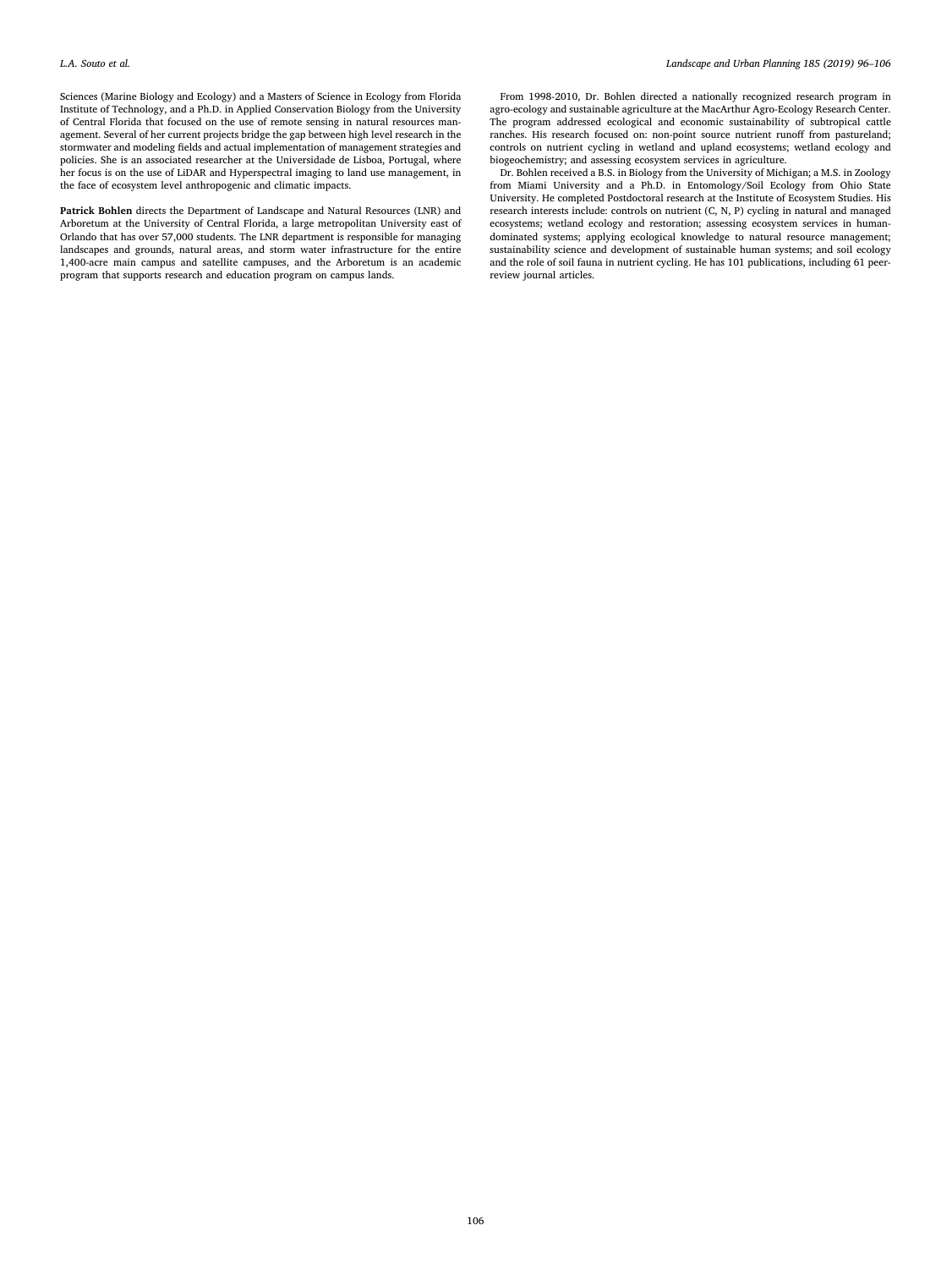Sciences (Marine Biology and Ecology) and a Masters of Science in Ecology from Florida Institute of Technology, and a Ph.D. in Applied Conservation Biology from the University of Central Florida that focused on the use of remote sensing in natural resources management. Several of her current projects bridge the gap between high level research in the stormwater and modeling fields and actual implementation of management strategies and policies. She is an associated researcher at the Universidade de Lisboa, Portugal, where her focus is on the use of LiDAR and Hyperspectral imaging to land use management, in the face of ecosystem level anthropogenic and climatic impacts.

**Patrick Bohlen** directs the Department of Landscape and Natural Resources (LNR) and Arboretum at the University of Central Florida, a large metropolitan University east of Orlando that has over 57,000 students. The LNR department is responsible for managing landscapes and grounds, natural areas, and storm water infrastructure for the entire 1,400-acre main campus and satellite campuses, and the Arboretum is an academic program that supports research and education program on campus lands.

From 1998-2010, Dr. Bohlen directed a nationally recognized research program in agro-ecology and sustainable agriculture at the MacArthur Agro-Ecology Research Center. The program addressed ecological and economic sustainability of subtropical cattle ranches. His research focused on: non-point source nutrient runoff from pastureland; controls on nutrient cycling in wetland and upland ecosystems; wetland ecology and biogeochemistry; and assessing ecosystem services in agriculture.

Dr. Bohlen received a B.S. in Biology from the University of Michigan; a M.S. in Zoology from Miami University and a Ph.D. in Entomology/Soil Ecology from Ohio State University. He completed Postdoctoral research at the Institute of Ecosystem Studies. His research interests include: controls on nutrient (C, N, P) cycling in natural and managed ecosystems; wetland ecology and restoration; assessing ecosystem services in human-dominated systems; applying ecological knowledge to natural resource management; sustainability science and development of sustainable human systems; and soil ecology and the role of soil fauna in nutrient cycling. He has 101 publications, including 61 peer-review journal articles.